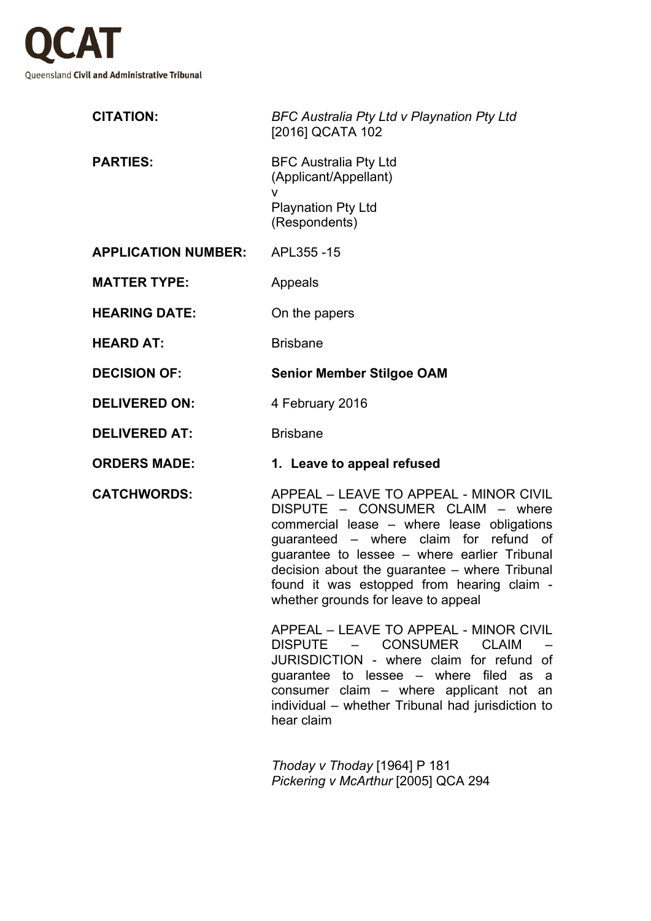# QCAT

Queensland **Civil and Administrative Tribunal**

| | |
|---|---|
| **CITATION:** | *BFC Australia Pty Ltd v Playnation Pty Ltd* [2016] QCATA 102 |
| **PARTIES:** | BFC Australia Pty Ltd (Applicant/Appellant) v Playnation Pty Ltd (Respondents) |
| **APPLICATION NUMBER:** | APL355 -15 |
| **MATTER TYPE:** | Appeals |
| **HEARING DATE:** | On the papers |
| **HEARD AT:** | Brisbane |
| **DECISION OF:** | **Senior Member Stilgoe OAM** |
| **DELIVERED ON:** | 4 February 2016 |
| **DELIVERED AT:** | Brisbane |
| **ORDERS MADE:** | **1. Leave to appeal refused** |
| **CATCHWORDS:** | APPEAL – LEAVE TO APPEAL - MINOR CIVIL DISPUTE – CONSUMER CLAIM – where commercial lease – where lease obligations guaranteed – where claim for refund of guarantee to lessee – where earlier Tribunal decision about the guarantee – where Tribunal found it was estopped from hearing claim - whether grounds for leave to appeal<br><br>APPEAL – LEAVE TO APPEAL - MINOR CIVIL DISPUTE – CONSUMER CLAIM – JURISDICTION - where claim for refund of guarantee to lessee – where filed as a consumer claim – where applicant not an individual – whether Tribunal had jurisdiction to hear claim<br><br>*Thoday v Thoday* [1964] P 181<br>*Pickering v McArthur* [2005] QCA 294 |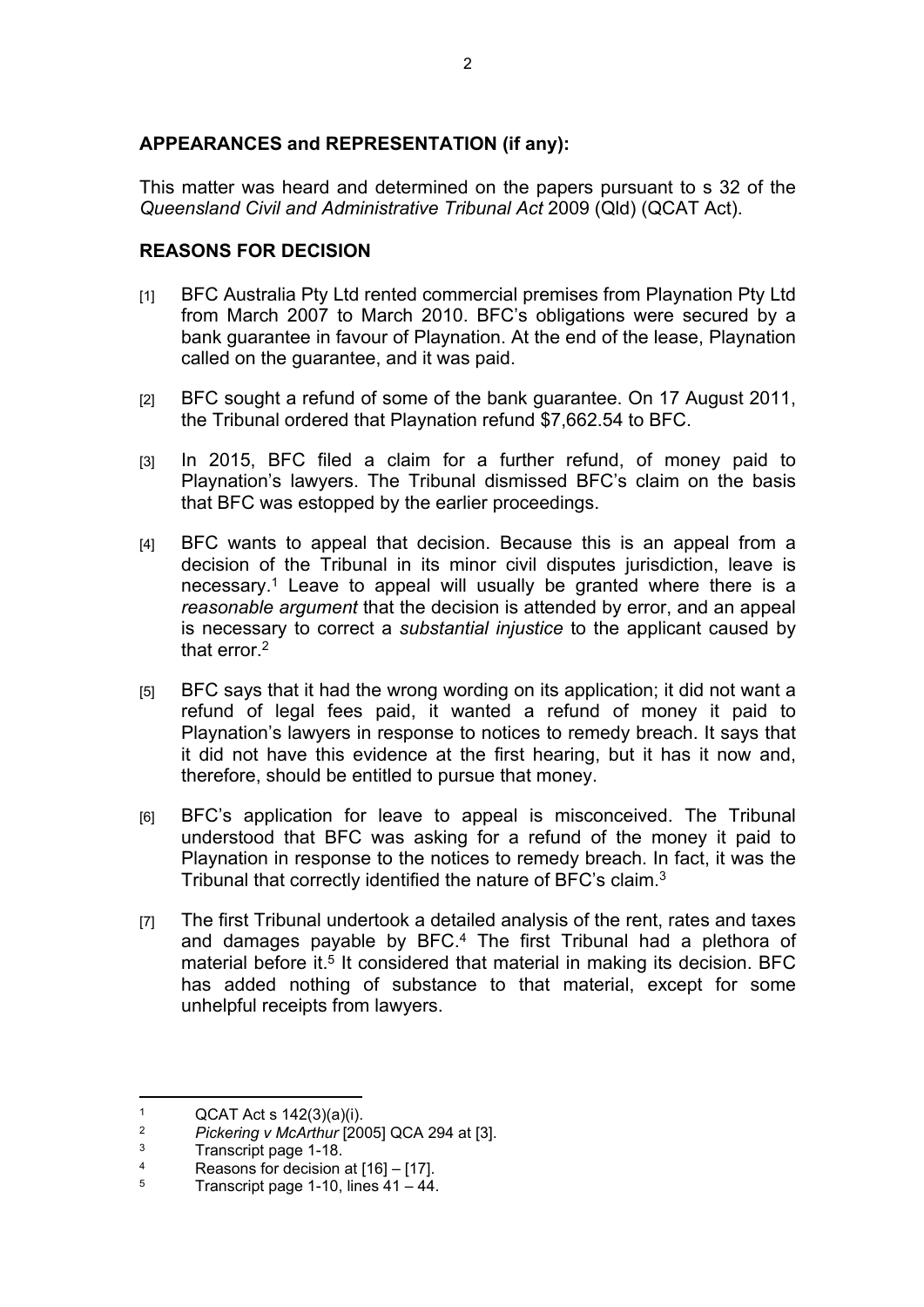**APPEARANCES and REPRESENTATION (if any):**

This matter was heard and determined on the papers pursuant to s 32 of the *Queensland Civil and Administrative Tribunal Act* 2009 (Qld) (QCAT Act).

**REASONS FOR DECISION**

[1] BFC Australia Pty Ltd rented commercial premises from Playnation Pty Ltd from March 2007 to March 2010. BFC's obligations were secured by a bank guarantee in favour of Playnation. At the end of the lease, Playnation called on the guarantee, and it was paid.

[2] BFC sought a refund of some of the bank guarantee. On 17 August 2011, the Tribunal ordered that Playnation refund $7,662.54 to BFC.

[3] In 2015, BFC filed a claim for a further refund, of money paid to Playnation's lawyers. The Tribunal dismissed BFC's claim on the basis that BFC was estopped by the earlier proceedings.

[4] BFC wants to appeal that decision. Because this is an appeal from a decision of the Tribunal in its minor civil disputes jurisdiction, leave is necessary.[1] Leave to appeal will usually be granted where there is a *reasonable argument* that the decision is attended by error, and an appeal is necessary to correct a *substantial injustice* to the applicant caused by that error.[2]

[5] BFC says that it had the wrong wording on its application; it did not want a refund of legal fees paid, it wanted a refund of money it paid to Playnation's lawyers in response to notices to remedy breach. It says that it did not have this evidence at the first hearing, but it has it now and, therefore, should be entitled to pursue that money.

[6] BFC's application for leave to appeal is misconceived. The Tribunal understood that BFC was asking for a refund of the money it paid to Playnation in response to the notices to remedy breach. In fact, it was the Tribunal that correctly identified the nature of BFC's claim.[3]

[7] The first Tribunal undertook a detailed analysis of the rent, rates and taxes and damages payable by BFC.[4] The first Tribunal had a plethora of material before it.[5] It considered that material in making its decision. BFC has added nothing of substance to that material, except for some unhelpful receipts from lawyers.

---

[1] QCAT Act s 142(3)(a)(i).

[2] *Pickering v McArthur* [2005] QCA 294 at [3].

[3] Transcript page 1-18.

[4] Reasons for decision at [16] – [17].

[5] Transcript page 1-10, lines 41 – 44.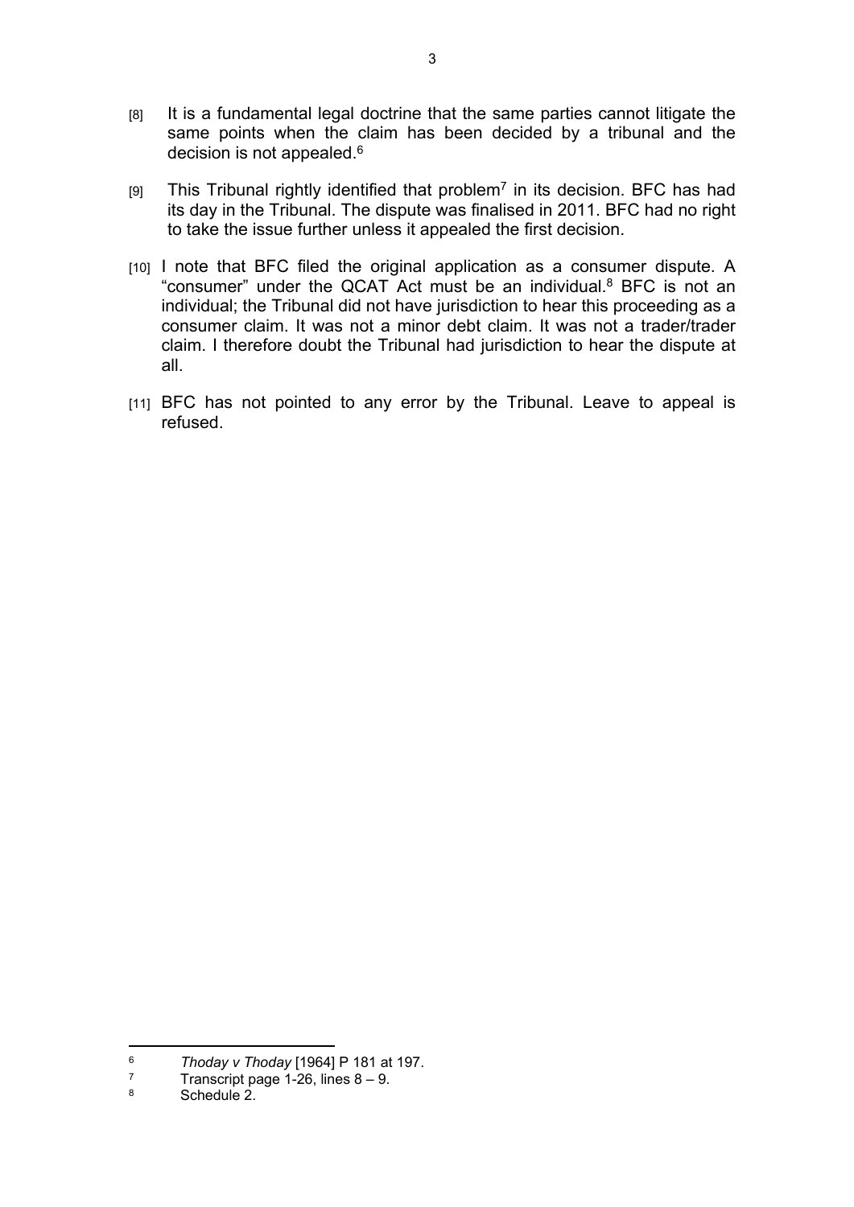[8] It is a fundamental legal doctrine that the same parties cannot litigate the same points when the claim has been decided by a tribunal and the decision is not appealed.[6]

[9] This Tribunal rightly identified that problem[7] in its decision. BFC has had its day in the Tribunal. The dispute was finalised in 2011. BFC had no right to take the issue further unless it appealed the first decision.

[10] I note that BFC filed the original application as a consumer dispute. A "consumer" under the QCAT Act must be an individual.[8] BFC is not an individual; the Tribunal did not have jurisdiction to hear this proceeding as a consumer claim. It was not a minor debt claim. It was not a trader/trader claim. I therefore doubt the Tribunal had jurisdiction to hear the dispute at all.

[11] BFC has not pointed to any error by the Tribunal. Leave to appeal is refused.

---

[6] *Thoday v Thoday* [1964] P 181 at 197.

[7] Transcript page 1-26, lines 8 – 9.

[8] Schedule 2.